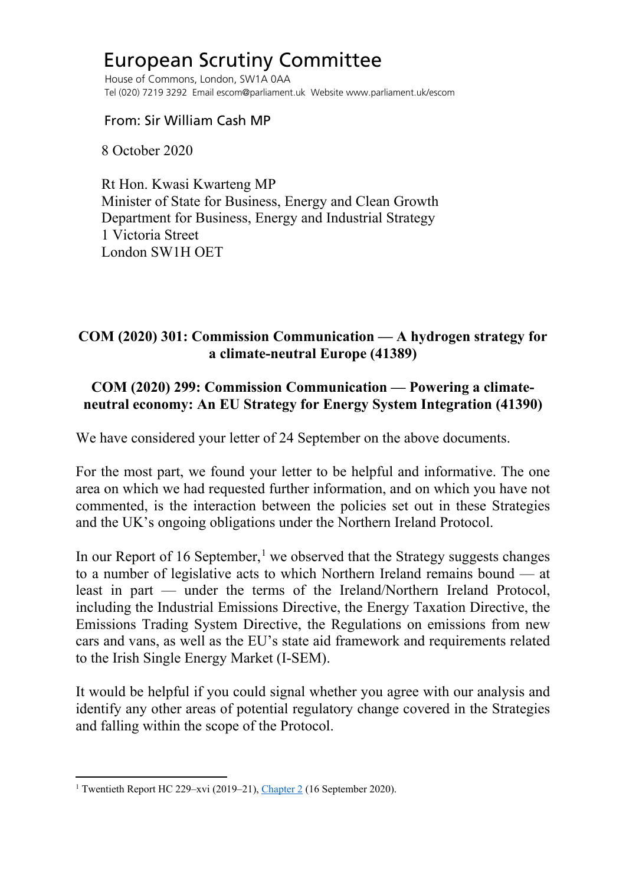# European Scrutiny Committee

House of Commons, London, SW1A 0AA
Tel (020) 7219 3292 Email escom@parliament.uk Website www.parliament.uk/escom

From: Sir William Cash MP

8 October 2020

Rt Hon. Kwasi Kwarteng MP
Minister of State for Business, Energy and Clean Growth
Department for Business, Energy and Industrial Strategy
1 Victoria Street
London SW1H OET

**COM (2020) 301: Commission Communication — A hydrogen strategy for a climate-neutral Europe (41389)**

**COM (2020) 299: Commission Communication — Powering a climate-neutral economy: An EU Strategy for Energy System Integration (41390)**

We have considered your letter of 24 September on the above documents.

For the most part, we found your letter to be helpful and informative. The one area on which we had requested further information, and on which you have not commented, is the interaction between the policies set out in these Strategies and the UK's ongoing obligations under the Northern Ireland Protocol.

In our Report of 16 September,[1] we observed that the Strategy suggests changes to a number of legislative acts to which Northern Ireland remains bound — at least in part — under the terms of the Ireland/Northern Ireland Protocol, including the Industrial Emissions Directive, the Energy Taxation Directive, the Emissions Trading System Directive, the Regulations on emissions from new cars and vans, as well as the EU's state aid framework and requirements related to the Irish Single Energy Market (I-SEM).

It would be helpful if you could signal whether you agree with our analysis and identify any other areas of potential regulatory change covered in the Strategies and falling within the scope of the Protocol.

[1] Twentieth Report HC 229–xvi (2019–21), Chapter 2 (16 September 2020).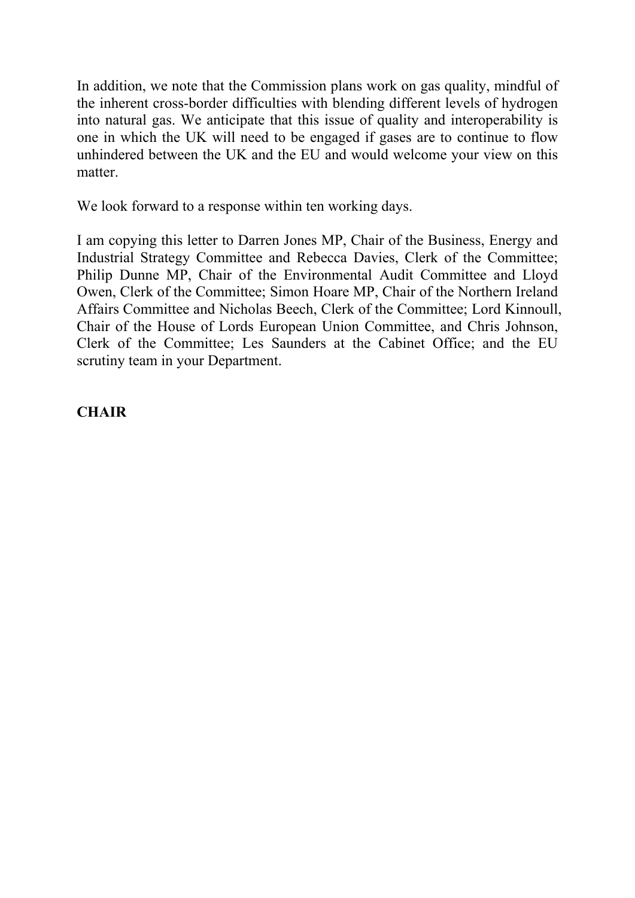In addition, we note that the Commission plans work on gas quality, mindful of the inherent cross-border difficulties with blending different levels of hydrogen into natural gas. We anticipate that this issue of quality and interoperability is one in which the UK will need to be engaged if gases are to continue to flow unhindered between the UK and the EU and would welcome your view on this matter.

We look forward to a response within ten working days.

I am copying this letter to Darren Jones MP, Chair of the Business, Energy and Industrial Strategy Committee and Rebecca Davies, Clerk of the Committee; Philip Dunne MP, Chair of the Environmental Audit Committee and Lloyd Owen, Clerk of the Committee; Simon Hoare MP, Chair of the Northern Ireland Affairs Committee and Nicholas Beech, Clerk of the Committee; Lord Kinnoull, Chair of the House of Lords European Union Committee, and Chris Johnson, Clerk of the Committee; Les Saunders at the Cabinet Office; and the EU scrutiny team in your Department.

**CHAIR**